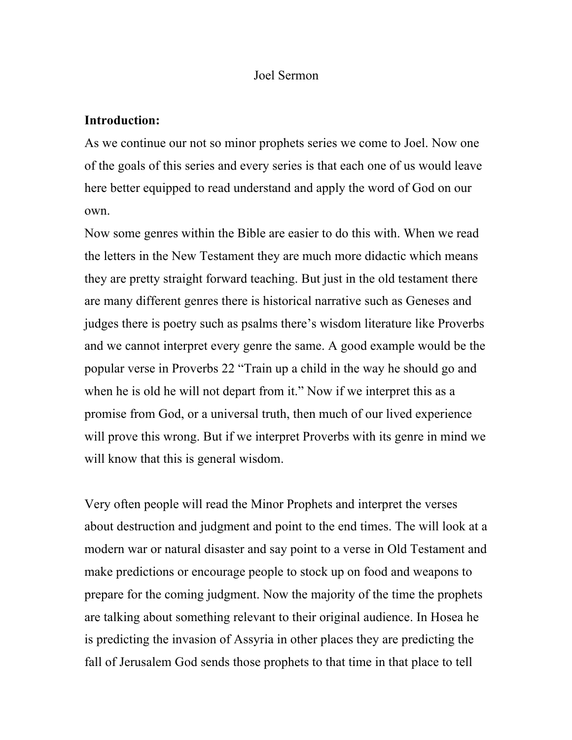# Joel Sermon

**Introduction:**

As we continue our not so minor prophets series we come to Joel. Now one of the goals of this series and every series is that each one of us would leave here better equipped to read understand and apply the word of God on our own.

Now some genres within the Bible are easier to do this with. When we read the letters in the New Testament they are much more didactic which means they are pretty straight forward teaching. But just in the old testament there are many different genres there is historical narrative such as Geneses and judges there is poetry such as psalms there's wisdom literature like Proverbs and we cannot interpret every genre the same. A good example would be the popular verse in Proverbs 22 "Train up a child in the way he should go and when he is old he will not depart from it." Now if we interpret this as a promise from God, or a universal truth, then much of our lived experience will prove this wrong. But if we interpret Proverbs with its genre in mind we will know that this is general wisdom.

Very often people will read the Minor Prophets and interpret the verses about destruction and judgment and point to the end times. The will look at a modern war or natural disaster and say point to a verse in Old Testament and make predictions or encourage people to stock up on food and weapons to prepare for the coming judgment. Now the majority of the time the prophets are talking about something relevant to their original audience. In Hosea he is predicting the invasion of Assyria in other places they are predicting the fall of Jerusalem God sends those prophets to that time in that place to tell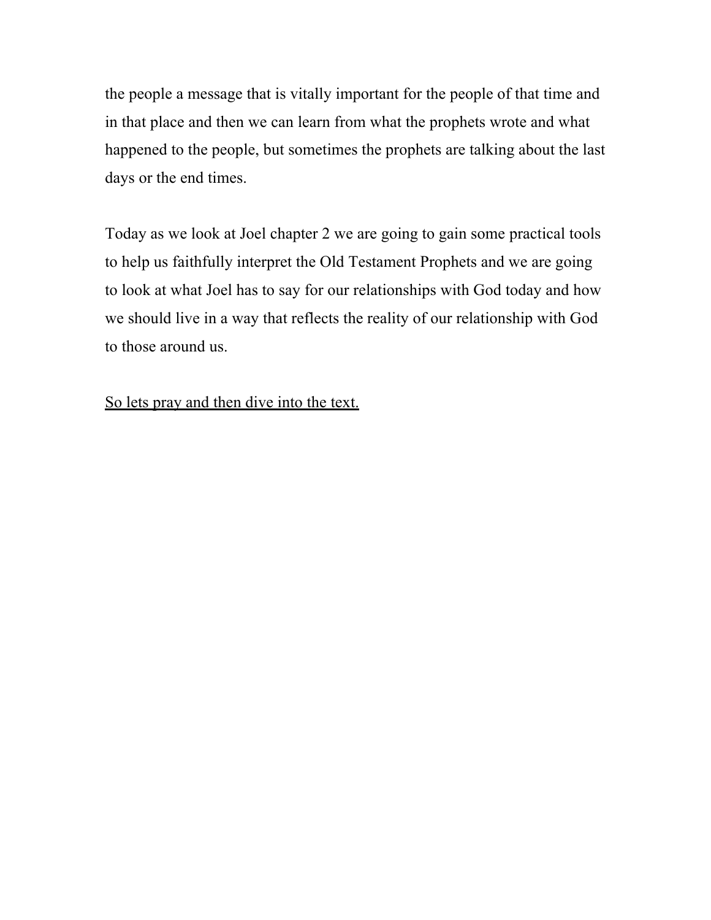the people a message that is vitally important for the people of that time and in that place and then we can learn from what the prophets wrote and what happened to the people, but sometimes the prophets are talking about the last days or the end times.

Today as we look at Joel chapter 2 we are going to gain some practical tools to help us faithfully interpret the Old Testament Prophets and we are going to look at what Joel has to say for our relationships with God today and how we should live in a way that reflects the reality of our relationship with God to those around us.

<u>So lets pray and then dive into the text.</u>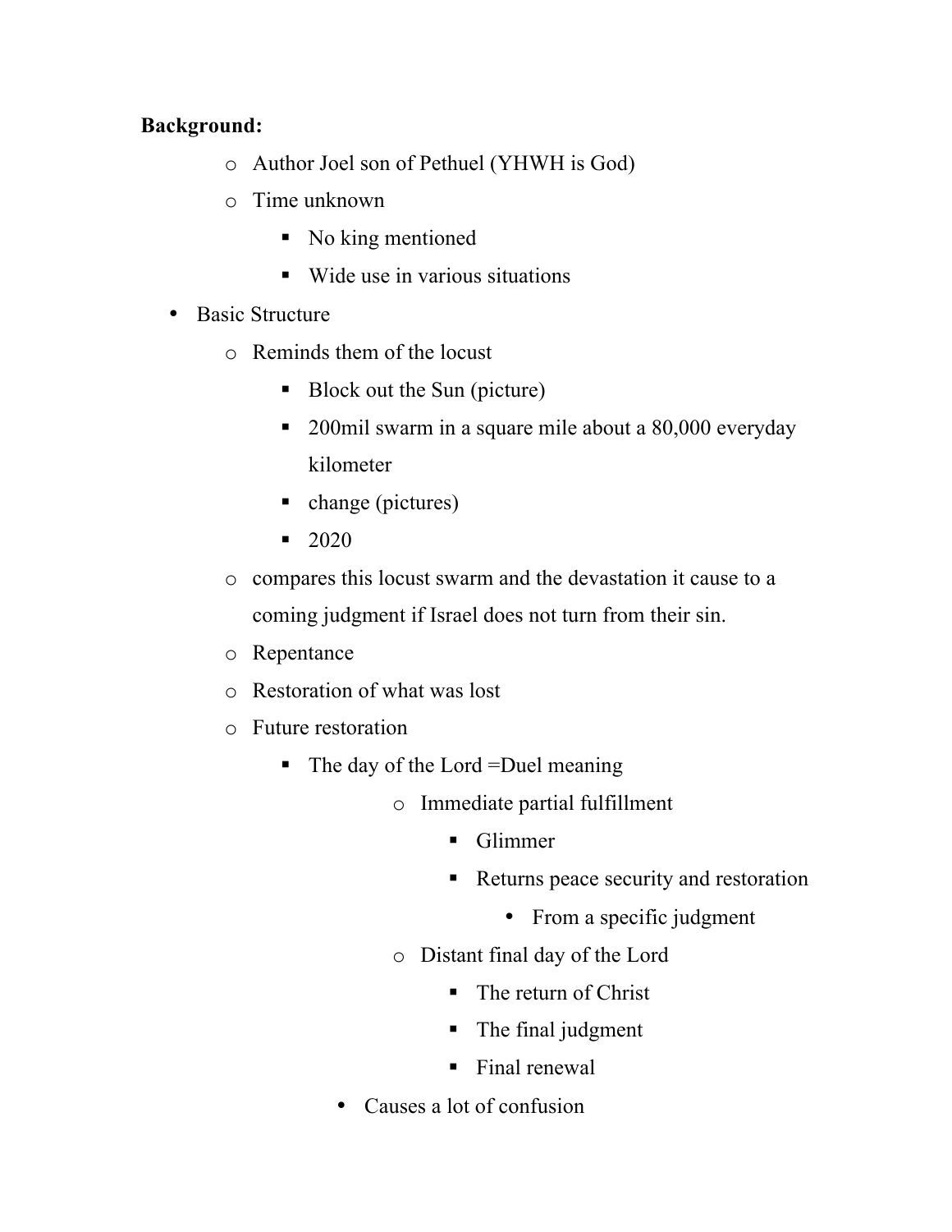**Background:**

- Author Joel son of Pethuel (YHWH is God)
- Time unknown
  - No king mentioned
  - Wide use in various situations

- Basic Structure
  - Reminds them of the locust
    - Block out the Sun (picture)
    - 200mil swarm in a square mile about a 80,000 everyday kilometer
    - change (pictures)
    - 2020
  - compares this locust swarm and the devastation it cause to a coming judgment if Israel does not turn from their sin.
  - Repentance
  - Restoration of what was lost
  - Future restoration
    - The day of the Lord =Duel meaning
      - Immediate partial fulfillment
        - Glimmer
        - Returns peace security and restoration
          - From a specific judgment
      - Distant final day of the Lord
        - The return of Christ
        - The final judgment
        - Final renewal
      - Causes a lot of confusion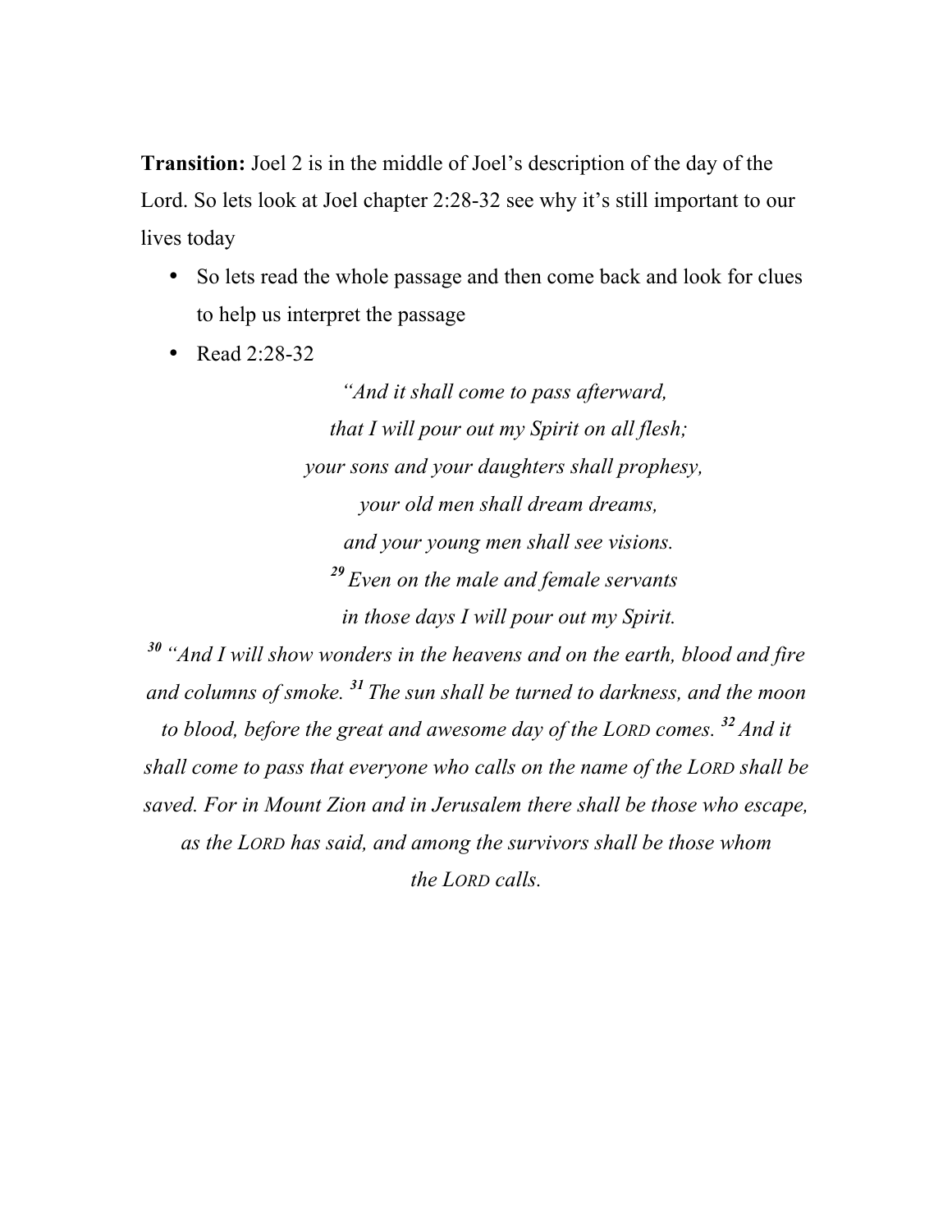**Transition:** Joel 2 is in the middle of Joel's description of the day of the Lord. So lets look at Joel chapter 2:28-32 see why it's still important to our lives today

- So lets read the whole passage and then come back and look for clues to help us interpret the passage
- Read 2:28-32

*"And it shall come to pass afterward,*
*that I will pour out my Spirit on all flesh;*
*your sons and your daughters shall prophesy,*
*your old men shall dream dreams,*
*and your young men shall see visions.*
*[29] Even on the male and female servants*
*in those days I will pour out my Spirit.*

*[30] "And I will show wonders in the heavens and on the earth, blood and fire and columns of smoke. [31] The sun shall be turned to darkness, and the moon to blood, before the great and awesome day of the LORD comes. [32] And it shall come to pass that everyone who calls on the name of the LORD shall be saved. For in Mount Zion and in Jerusalem there shall be those who escape, as the LORD has said, and among the survivors shall be those whom the LORD calls.*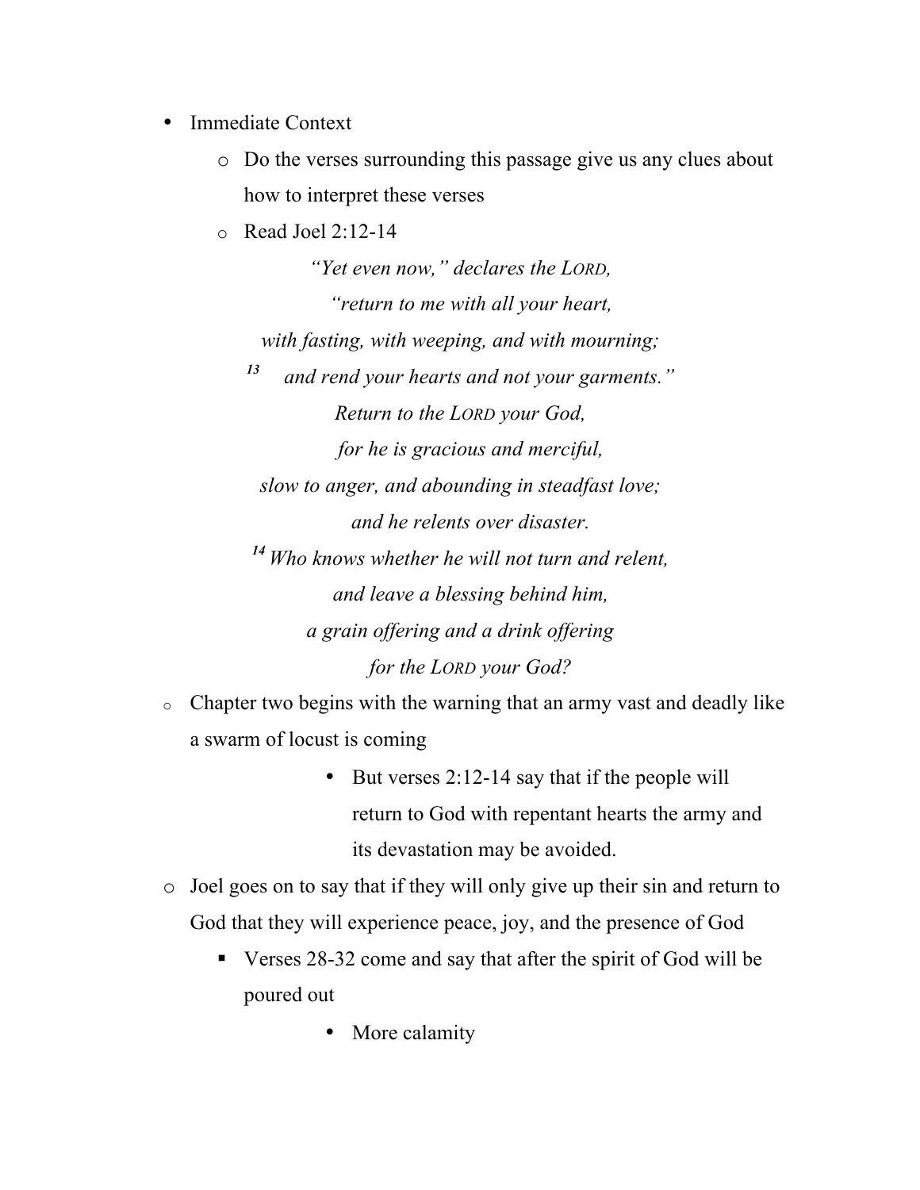- Immediate Context
    - Do the verses surrounding this passage give us any clues about how to interpret these verses
    - Read Joel 2:12-14

*"Yet even now," declares the LORD,*
*"return to me with all your heart,*
*with fasting, with weeping, and with mourning;*
[13] *and rend your hearts and not your garments."*
*Return to the LORD your God,*
*for he is gracious and merciful,*
*slow to anger, and abounding in steadfast love;*
*and he relents over disaster.*
[14] *Who knows whether he will not turn and relent,*
*and leave a blessing behind him,*
*a grain offering and a drink offering*
*for the LORD your God?*

- Chapter two begins with the warning that an army vast and deadly like a swarm of locust is coming
    - But verses 2:12-14 say that if the people will return to God with repentant hearts the army and its devastation may be avoided.
- Joel goes on to say that if they will only give up their sin and return to God that they will experience peace, joy, and the presence of God
    - Verses 28-32 come and say that after the spirit of God will be poured out
        - More calamity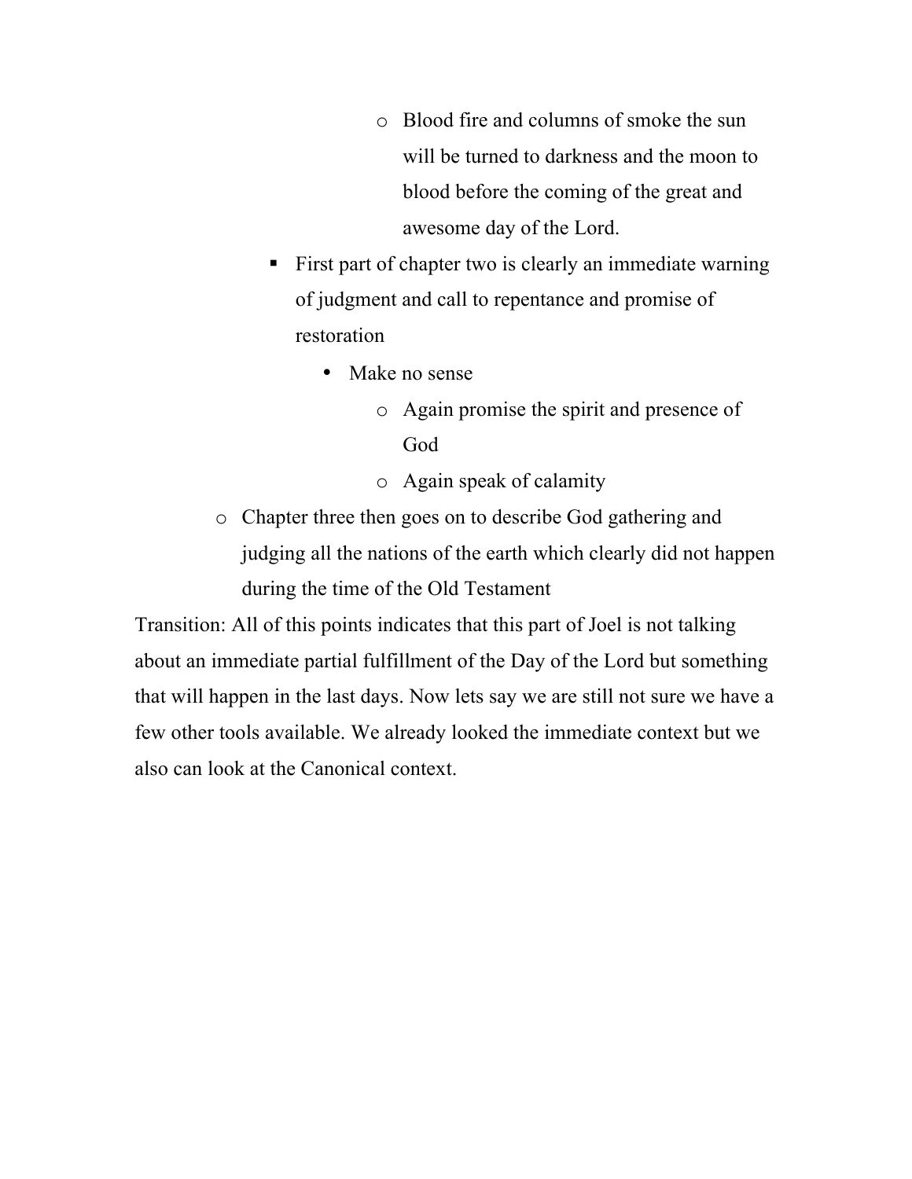- Blood fire and columns of smoke the sun will be turned to darkness and the moon to blood before the coming of the great and awesome day of the Lord.
        - First part of chapter two is clearly an immediate warning of judgment and call to repentance and promise of restoration
            - Make no sense
                - Again promise the spirit and presence of God
                - Again speak of calamity
    - Chapter three then goes on to describe God gathering and judging all the nations of the earth which clearly did not happen during the time of the Old Testament

Transition: All of this points indicates that this part of Joel is not talking about an immediate partial fulfillment of the Day of the Lord but something that will happen in the last days. Now lets say we are still not sure we have a few other tools available. We already looked the immediate context but we also can look at the Canonical context.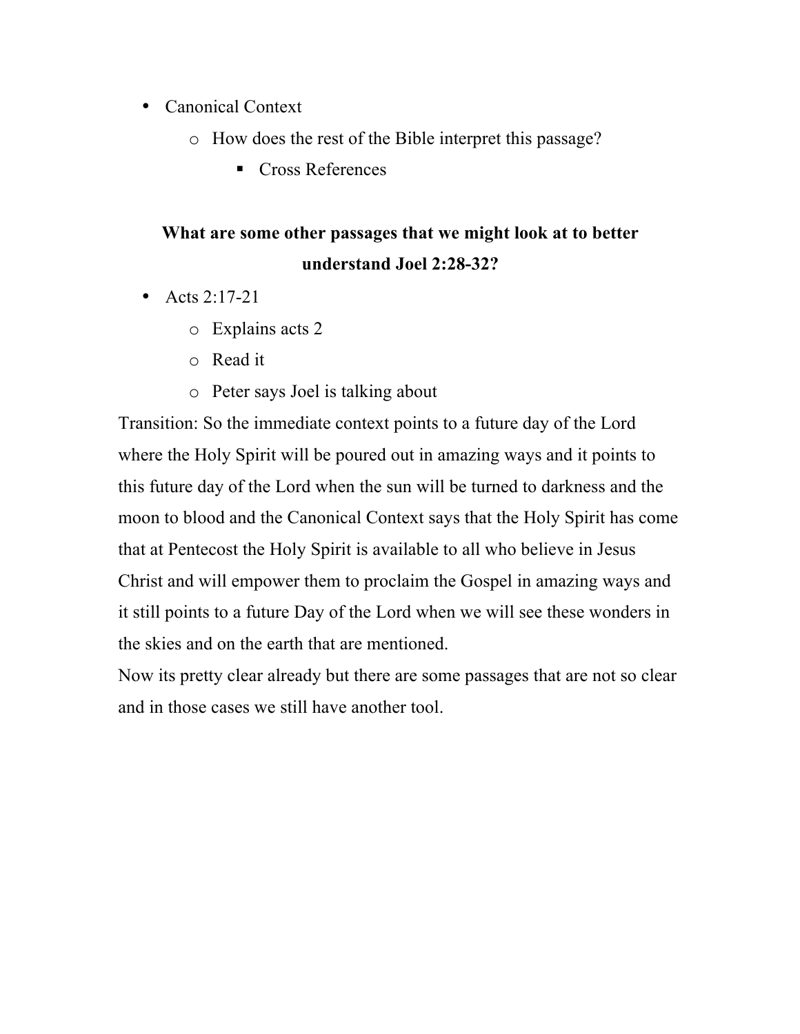- Canonical Context
  - How does the rest of the Bible interpret this passage?
    - Cross References

**What are some other passages that we might look at to better understand Joel 2:28-32?**

- Acts 2:17-21
  - Explains acts 2
  - Read it
  - Peter says Joel is talking about

Transition: So the immediate context points to a future day of the Lord where the Holy Spirit will be poured out in amazing ways and it points to this future day of the Lord when the sun will be turned to darkness and the moon to blood and the Canonical Context says that the Holy Spirit has come that at Pentecost the Holy Spirit is available to all who believe in Jesus Christ and will empower them to proclaim the Gospel in amazing ways and it still points to a future Day of the Lord when we will see these wonders in the skies and on the earth that are mentioned.

Now its pretty clear already but there are some passages that are not so clear and in those cases we still have another tool.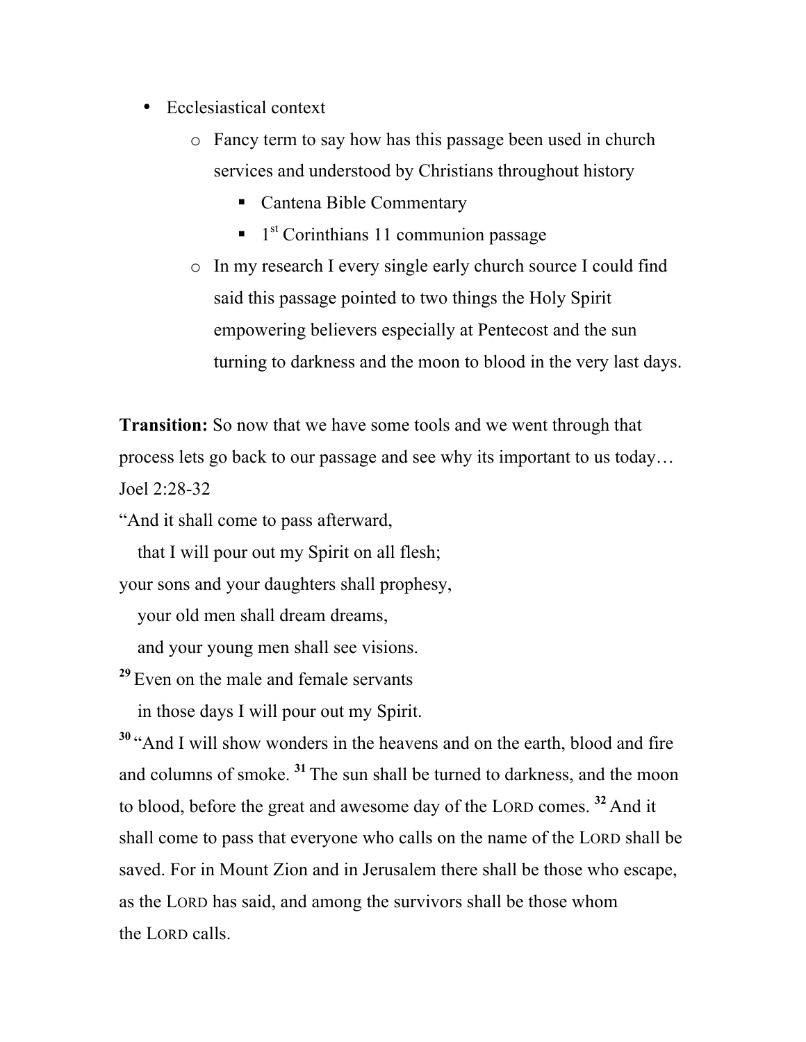- Ecclesiastical context
  - Fancy term to say how has this passage been used in church services and understood by Christians throughout history
    - Cantena Bible Commentary
    - 1st Corinthians 11 communion passage
  - In my research I every single early church source I could find said this passage pointed to two things the Holy Spirit empowering believers especially at Pentecost and the sun turning to darkness and the moon to blood in the very last days.

**Transition:** So now that we have some tools and we went through that process lets go back to our passage and see why its important to us today… Joel 2:28-32

"And it shall come to pass afterward,
   that I will pour out my Spirit on all flesh;
your sons and your daughters shall prophesy,
   your old men shall dream dreams,
   and your young men shall see visions.
**29** Even on the male and female servants
   in those days I will pour out my Spirit.
**30** "And I will show wonders in the heavens and on the earth, blood and fire and columns of smoke. **31** The sun shall be turned to darkness, and the moon to blood, before the great and awesome day of the LORD comes. **32** And it shall come to pass that everyone who calls on the name of the LORD shall be saved. For in Mount Zion and in Jerusalem there shall be those who escape, as the LORD has said, and among the survivors shall be those whom the LORD calls.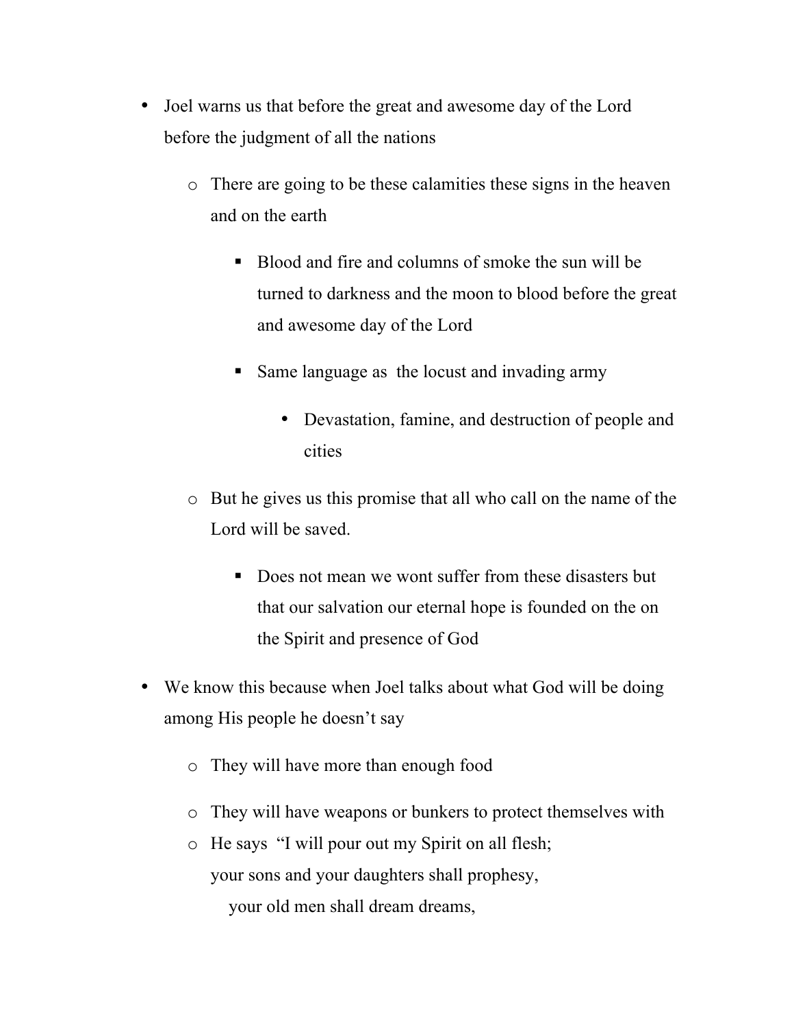- Joel warns us that before the great and awesome day of the Lord before the judgment of all the nations
    - There are going to be these calamities these signs in the heaven and on the earth
        - Blood and fire and columns of smoke the sun will be turned to darkness and the moon to blood before the great and awesome day of the Lord
        - Same language as  the locust and invading army
            - Devastation, famine, and destruction of people and cities
    - But he gives us this promise that all who call on the name of the Lord will be saved.
        - Does not mean we wont suffer from these disasters but that our salvation our eternal hope is founded on the on the Spirit and presence of God
- We know this because when Joel talks about what God will be doing among His people he doesn't say
    - They will have more than enough food
    - They will have weapons or bunkers to protect themselves with
    - He says  "I will pour out my Spirit on all flesh;  
      your sons and your daughters shall prophesy,  
      your old men shall dream dreams,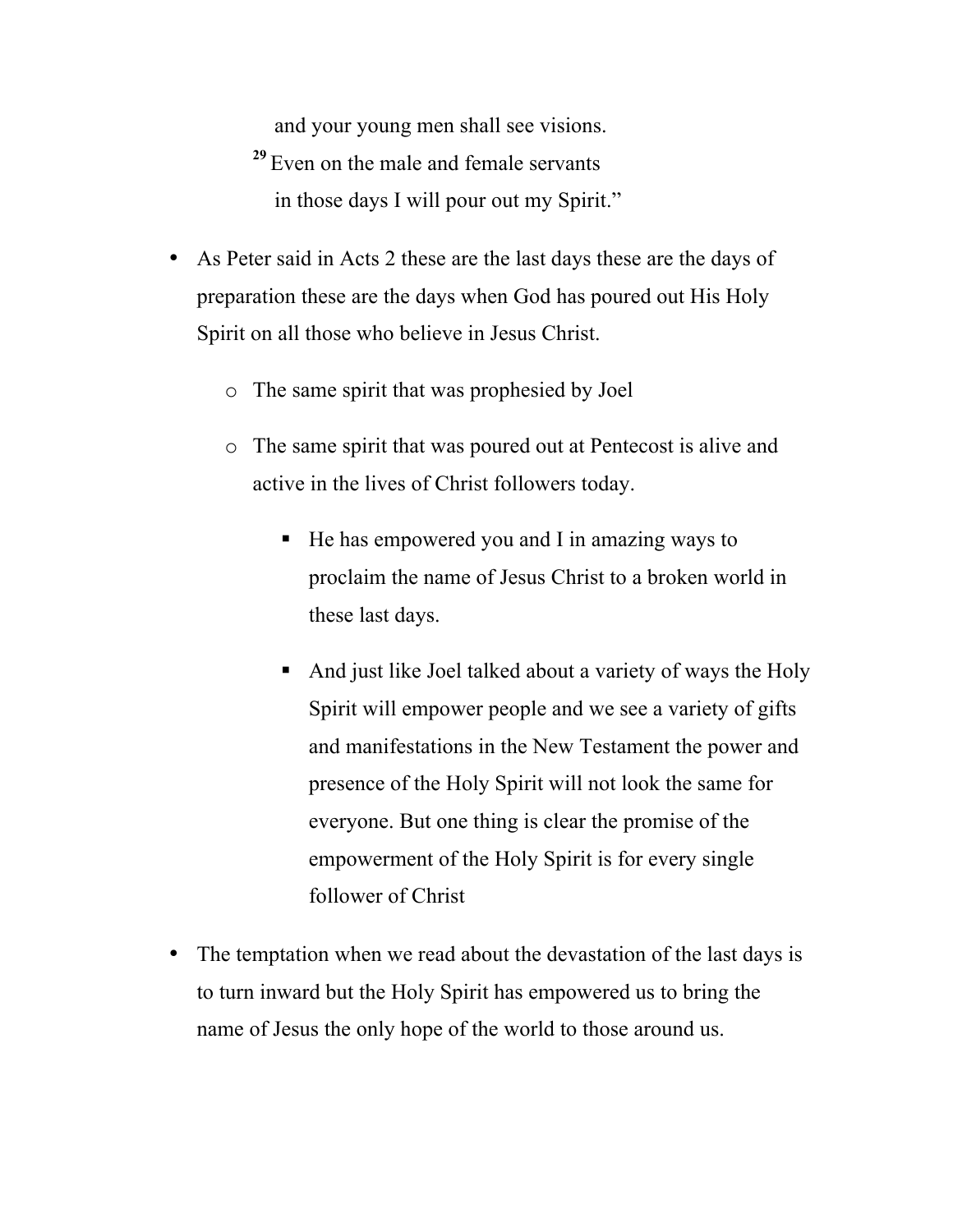and your young men shall see visions.

[29] Even on the male and female servants
in those days I will pour out my Spirit."

- As Peter said in Acts 2 these are the last days these are the days of preparation these are the days when God has poured out His Holy Spirit on all those who believe in Jesus Christ.
    - The same spirit that was prophesied by Joel
    - The same spirit that was poured out at Pentecost is alive and active in the lives of Christ followers today.
        - He has empowered you and I in amazing ways to proclaim the name of Jesus Christ to a broken world in these last days.
        - And just like Joel talked about a variety of ways the Holy Spirit will empower people and we see a variety of gifts and manifestations in the New Testament the power and presence of the Holy Spirit will not look the same for everyone. But one thing is clear the promise of the empowerment of the Holy Spirit is for every single follower of Christ
- The temptation when we read about the devastation of the last days is to turn inward but the Holy Spirit has empowered us to bring the name of Jesus the only hope of the world to those around us.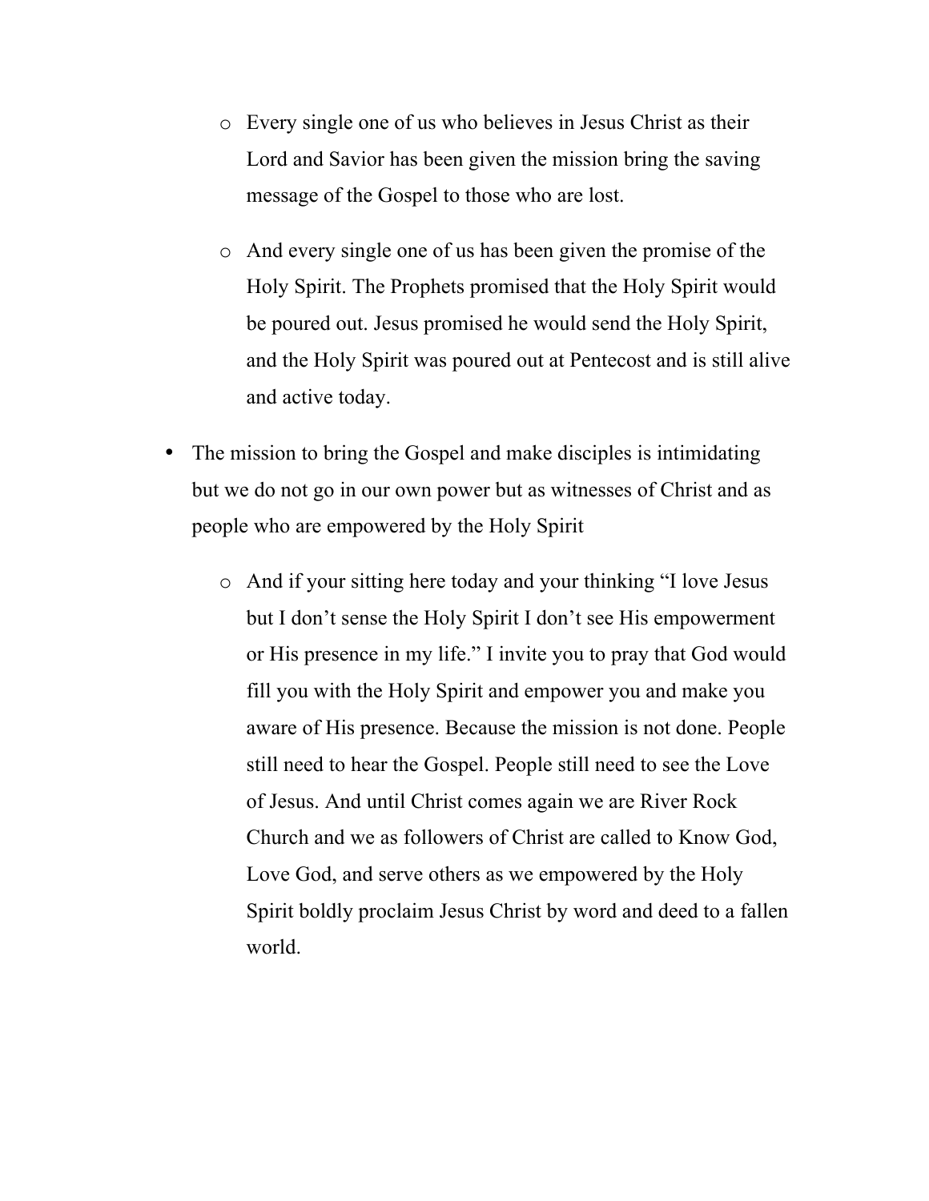- Every single one of us who believes in Jesus Christ as their Lord and Savior has been given the mission bring the saving message of the Gospel to those who are lost.
  - And every single one of us has been given the promise of the Holy Spirit. The Prophets promised that the Holy Spirit would be poured out. Jesus promised he would send the Holy Spirit, and the Holy Spirit was poured out at Pentecost and is still alive and active today.
- The mission to bring the Gospel and make disciples is intimidating but we do not go in our own power but as witnesses of Christ and as people who are empowered by the Holy Spirit
  - And if your sitting here today and your thinking "I love Jesus but I don't sense the Holy Spirit I don't see His empowerment or His presence in my life." I invite you to pray that God would fill you with the Holy Spirit and empower you and make you aware of His presence. Because the mission is not done. People still need to hear the Gospel. People still need to see the Love of Jesus. And until Christ comes again we are River Rock Church and we as followers of Christ are called to Know God, Love God, and serve others as we empowered by the Holy Spirit boldly proclaim Jesus Christ by word and deed to a fallen world.